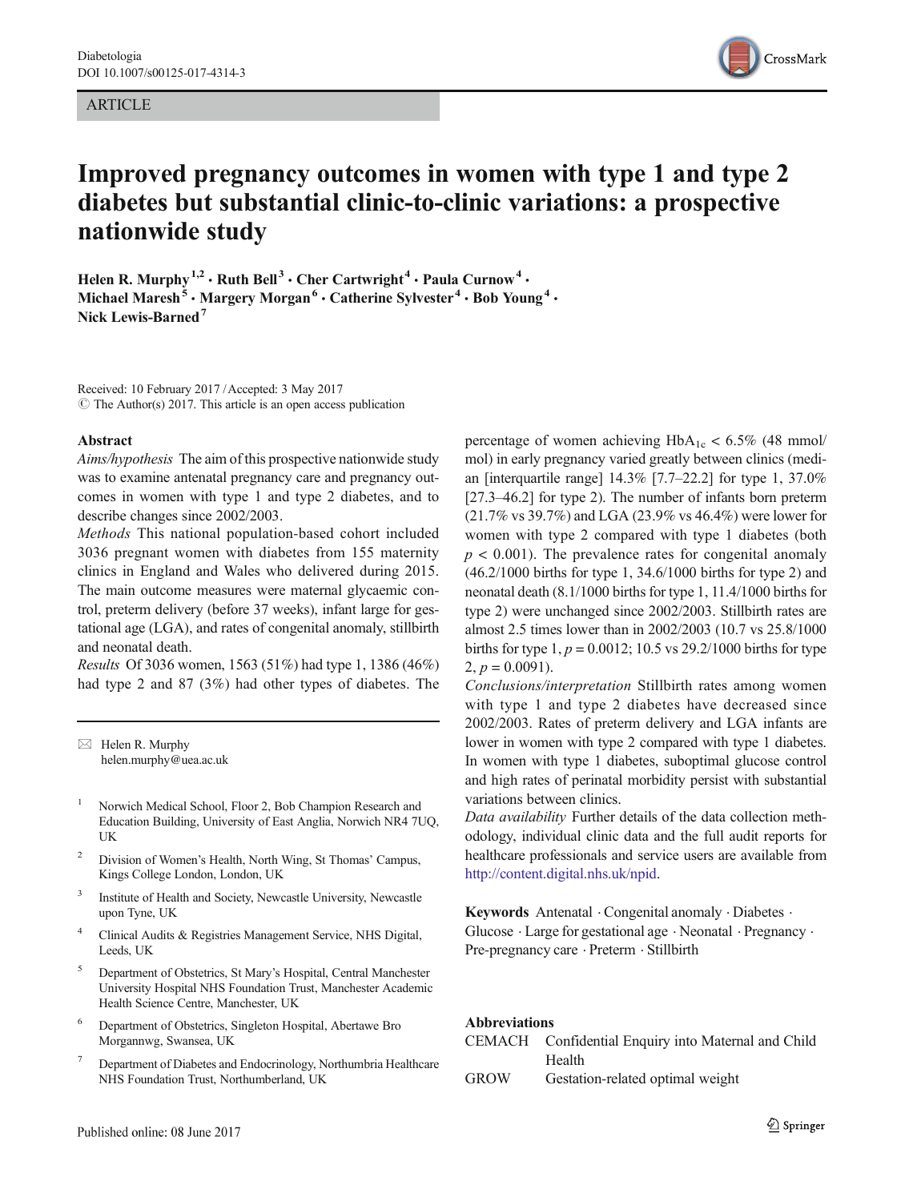ARTICLE

# Improved pregnancy outcomes in women with type 1 and type 2 diabetes but substantial clinic-to-clinic variations: a prospective nationwide study

**Helen R. Murphy**[1,2] · **Ruth Bell**[3] · **Cher Cartwright**[4] · **Paula Curnow**[4] · **Michael Maresh**[5] · **Margery Morgan**[6] · **Catherine Sylvester**[4] · **Bob Young**[4] · **Nick Lewis-Barned**[7]

Received: 10 February 2017 / Accepted: 3 May 2017
© The Author(s) 2017. This article is an open access publication

## Abstract

*Aims/hypothesis* The aim of this prospective nationwide study was to examine antenatal pregnancy care and pregnancy outcomes in women with type 1 and type 2 diabetes, and to describe changes since 2002/2003.

*Methods* This national population-based cohort included 3036 pregnant women with diabetes from 155 maternity clinics in England and Wales who delivered during 2015. The main outcome measures were maternal glycaemic control, preterm delivery (before 37 weeks), infant large for gestational age (LGA), and rates of congenital anomaly, stillbirth and neonatal death.

*Results* Of 3036 women, 1563 (51%) had type 1, 1386 (46%) had type 2 and 87 (3%) had other types of diabetes. The percentage of women achieving $HbA_{1c}$ < 6.5% (48 mmol/mol) in early pregnancy varied greatly between clinics (median [interquartile range] 14.3% [7.7–22.2] for type 1, 37.0% [27.3–46.2] for type 2). The number of infants born preterm (21.7% vs 39.7%) and LGA (23.9% vs 46.4%) were lower for women with type 2 compared with type 1 diabetes (both $p < 0.001$). The prevalence rates for congenital anomaly (46.2/1000 births for type 1, 34.6/1000 births for type 2) and neonatal death (8.1/1000 births for type 1, 11.4/1000 births for type 2) were unchanged since 2002/2003. Stillbirth rates are almost 2.5 times lower than in 2002/2003 (10.7 vs 25.8/1000 births for type 1, $p = 0.0012$; 10.5 vs 29.2/1000 births for type 2, $p = 0.0091$).

*Conclusions/interpretation* Stillbirth rates among women with type 1 and type 2 diabetes have decreased since 2002/2003. Rates of preterm delivery and LGA infants are lower in women with type 2 compared with type 1 diabetes. In women with type 1 diabetes, suboptimal glucose control and high rates of perinatal morbidity persist with substantial variations between clinics.

*Data availability* Further details of the data collection methodology, individual clinic data and the full audit reports for healthcare professionals and service users are available from http://content.digital.nhs.uk/npid.

**Keywords** Antenatal · Congenital anomaly · Diabetes · Glucose · Large for gestational age · Neonatal · Pregnancy · Pre-pregnancy care · Preterm · Stillbirth

## Abbreviations

| | |
|---|---|
| CEMACH | Confidential Enquiry into Maternal and Child Health |
| GROW | Gestation-related optimal weight |

---

✉ Helen R. Murphy
helen.murphy@uea.ac.uk

1. Norwich Medical School, Floor 2, Bob Champion Research and Education Building, University of East Anglia, Norwich NR4 7UQ, UK
2. Division of Women's Health, North Wing, St Thomas' Campus, Kings College London, London, UK
3. Institute of Health and Society, Newcastle University, Newcastle upon Tyne, UK
4. Clinical Audits & Registries Management Service, NHS Digital, Leeds, UK
5. Department of Obstetrics, St Mary's Hospital, Central Manchester University Hospital NHS Foundation Trust, Manchester Academic Health Science Centre, Manchester, UK
6. Department of Obstetrics, Singleton Hospital, Abertawe Bro Morgannwg, Swansea, UK
7. Department of Diabetes and Endocrinology, Northumbria Healthcare NHS Foundation Trust, Northumberland, UK

Published online: 08 June 2017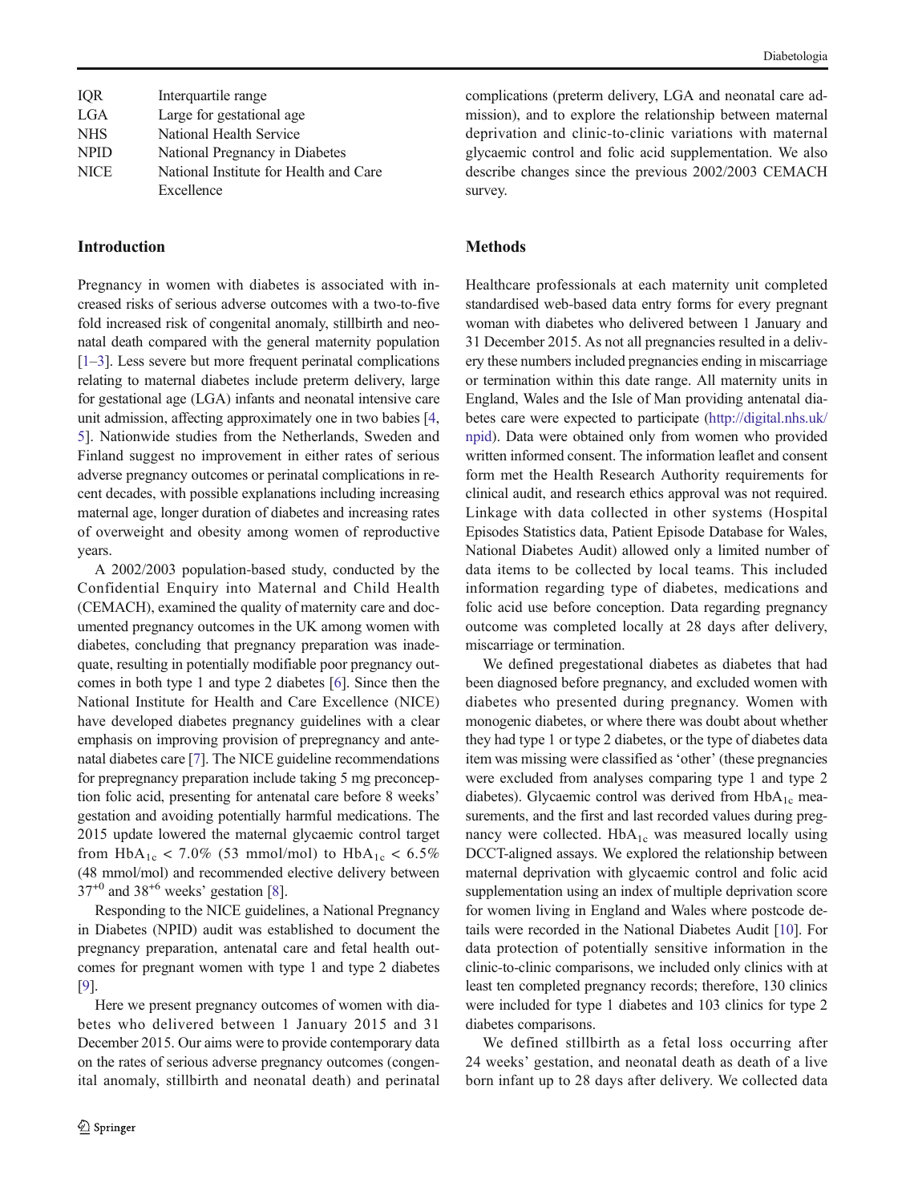| | |
|---|---|
| IQR | Interquartile range |
| LGA | Large for gestational age |
| NHS | National Health Service |
| NPID | National Pregnancy in Diabetes |
| NICE | National Institute for Health and Care Excellence |

## Introduction

Pregnancy in women with diabetes is associated with increased risks of serious adverse outcomes with a two-to-five fold increased risk of congenital anomaly, stillbirth and neonatal death compared with the general maternity population [1–3]. Less severe but more frequent perinatal complications relating to maternal diabetes include preterm delivery, large for gestational age (LGA) infants and neonatal intensive care unit admission, affecting approximately one in two babies [4, 5]. Nationwide studies from the Netherlands, Sweden and Finland suggest no improvement in either rates of serious adverse pregnancy outcomes or perinatal complications in recent decades, with possible explanations including increasing maternal age, longer duration of diabetes and increasing rates of overweight and obesity among women of reproductive years.

A 2002/2003 population-based study, conducted by the Confidential Enquiry into Maternal and Child Health (CEMACH), examined the quality of maternity care and documented pregnancy outcomes in the UK among women with diabetes, concluding that pregnancy preparation was inadequate, resulting in potentially modifiable poor pregnancy outcomes in both type 1 and type 2 diabetes [6]. Since then the National Institute for Health and Care Excellence (NICE) have developed diabetes pregnancy guidelines with a clear emphasis on improving provision of prepregnancy and antenatal diabetes care [7]. The NICE guideline recommendations for prepregnancy preparation include taking 5 mg preconception folic acid, presenting for antenatal care before 8 weeks' gestation and avoiding potentially harmful medications. The 2015 update lowered the maternal glycaemic control target from $HbA_{1c}$ < 7.0% (53 mmol/mol) to $HbA_{1c}$ < 6.5% (48 mmol/mol) and recommended elective delivery between $37^{+0}$ and $38^{+6}$ weeks' gestation [8].

Responding to the NICE guidelines, a National Pregnancy in Diabetes (NPID) audit was established to document the pregnancy preparation, antenatal care and fetal health outcomes for pregnant women with type 1 and type 2 diabetes [9].

Here we present pregnancy outcomes of women with diabetes who delivered between 1 January 2015 and 31 December 2015. Our aims were to provide contemporary data on the rates of serious adverse pregnancy outcomes (congenital anomaly, stillbirth and neonatal death) and perinatal complications (preterm delivery, LGA and neonatal care admission), and to explore the relationship between maternal deprivation and clinic-to-clinic variations with maternal glycaemic control and folic acid supplementation. We also describe changes since the previous 2002/2003 CEMACH survey.

## Methods

Healthcare professionals at each maternity unit completed standardised web-based data entry forms for every pregnant woman with diabetes who delivered between 1 January and 31 December 2015. As not all pregnancies resulted in a delivery these numbers included pregnancies ending in miscarriage or termination within this date range. All maternity units in England, Wales and the Isle of Man providing antenatal diabetes care were expected to participate (http://digital.nhs.uk/npid). Data were obtained only from women who provided written informed consent. The information leaflet and consent form met the Health Research Authority requirements for clinical audit, and research ethics approval was not required. Linkage with data collected in other systems (Hospital Episodes Statistics data, Patient Episode Database for Wales, National Diabetes Audit) allowed only a limited number of data items to be collected by local teams. This included information regarding type of diabetes, medications and folic acid use before conception. Data regarding pregnancy outcome was completed locally at 28 days after delivery, miscarriage or termination.

We defined pregestational diabetes as diabetes that had been diagnosed before pregnancy, and excluded women with diabetes who presented during pregnancy. Women with monogenic diabetes, or where there was doubt about whether they had type 1 or type 2 diabetes, or the type of diabetes data item was missing were classified as 'other' (these pregnancies were excluded from analyses comparing type 1 and type 2 diabetes). Glycaemic control was derived from $HbA_{1c}$ measurements, and the first and last recorded values during pregnancy were collected. $HbA_{1c}$ was measured locally using DCCT-aligned assays. We explored the relationship between maternal deprivation with glycaemic control and folic acid supplementation using an index of multiple deprivation score for women living in England and Wales where postcode details were recorded in the National Diabetes Audit [10]. For data protection of potentially sensitive information in the clinic-to-clinic comparisons, we included only clinics with at least ten completed pregnancy records; therefore, 130 clinics were included for type 1 diabetes and 103 clinics for type 2 diabetes comparisons.

We defined stillbirth as a fetal loss occurring after 24 weeks' gestation, and neonatal death as death of a live born infant up to 28 days after delivery. We collected data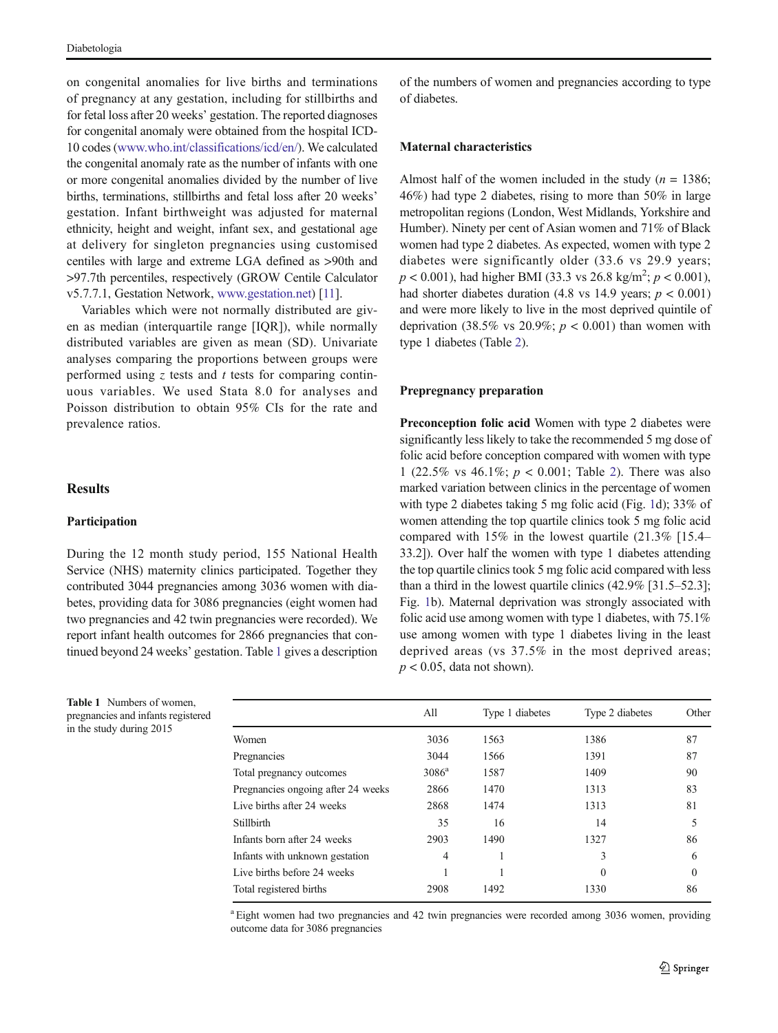on congenital anomalies for live births and terminations of pregnancy at any gestation, including for stillbirths and for fetal loss after 20 weeks' gestation. The reported diagnoses for congenital anomaly were obtained from the hospital ICD-10 codes (www.who.int/classifications/icd/en/). We calculated the congenital anomaly rate as the number of infants with one or more congenital anomalies divided by the number of live births, terminations, stillbirths and fetal loss after 20 weeks' gestation. Infant birthweight was adjusted for maternal ethnicity, height and weight, infant sex, and gestational age at delivery for singleton pregnancies using customised centiles with large and extreme LGA defined as >90th and >97.7th percentiles, respectively (GROW Centile Calculator v5.7.7.1, Gestation Network, www.gestation.net) [11].

Variables which were not normally distributed are given as median (interquartile range [IQR]), while normally distributed variables are given as mean (SD). Univariate analyses comparing the proportions between groups were performed using $z$ tests and $t$ tests for comparing continuous variables. We used Stata 8.0 for analyses and Poisson distribution to obtain 95% CIs for the rate and prevalence ratios.

## Results

### Participation

During the 12 month study period, 155 National Health Service (NHS) maternity clinics participated. Together they contributed 3044 pregnancies among 3036 women with diabetes, providing data for 3086 pregnancies (eight women had two pregnancies and 42 twin pregnancies were recorded). We report infant health outcomes for 2866 pregnancies that continued beyond 24 weeks' gestation. Table 1 gives a description of the numbers of women and pregnancies according to type of diabetes.

### Maternal characteristics

Almost half of the women included in the study ($n$ = 1386; 46%) had type 2 diabetes, rising to more than 50% in large metropolitan regions (London, West Midlands, Yorkshire and Humber). Ninety per cent of Asian women and 71% of Black women had type 2 diabetes. As expected, women with type 2 diabetes were significantly older (33.6 vs 29.9 years; $p < 0.001$), had higher BMI (33.3 vs 26.8 kg/m$^2$; $p < 0.001$), had shorter diabetes duration (4.8 vs 14.9 years; $p < 0.001$) and were more likely to live in the most deprived quintile of deprivation (38.5% vs 20.9%; $p < 0.001$) than women with type 1 diabetes (Table 2).

### Prepregnancy preparation

**Preconception folic acid** Women with type 2 diabetes were significantly less likely to take the recommended 5 mg dose of folic acid before conception compared with women with type 1 (22.5% vs 46.1%; $p < 0.001$; Table 2). There was also marked variation between clinics in the percentage of women with type 2 diabetes taking 5 mg folic acid (Fig. 1d); 33% of women attending the top quartile clinics took 5 mg folic acid compared with 15% in the lowest quartile (21.3% [15.4–33.2]). Over half the women with type 1 diabetes attending the top quartile clinics took 5 mg folic acid compared with less than a third in the lowest quartile clinics (42.9% [31.5–52.3]; Fig. 1b). Maternal deprivation was strongly associated with folic acid use among women with type 1 diabetes, with 75.1% use among women with type 1 diabetes living in the least deprived areas (vs 37.5% in the most deprived areas; $p < 0.05$, data not shown).

**Table 1** Numbers of women, pregnancies and infants registered in the study during 2015

| | All | Type 1 diabetes | Type 2 diabetes | Other |
|---|---|---|---|---|
| Women | 3036 | 1563 | 1386 | 87 |
| Pregnancies | 3044 | 1566 | 1391 | 87 |
| Total pregnancy outcomes | 3086[a] | 1587 | 1409 | 90 |
| Pregnancies ongoing after 24 weeks | 2866 | 1470 | 1313 | 83 |
| Live births after 24 weeks | 2868 | 1474 | 1313 | 81 |
| Stillbirth | 35 | 16 | 14 | 5 |
| Infants born after 24 weeks | 2903 | 1490 | 1327 | 86 |
| Infants with unknown gestation | 4 | 1 | 3 | 6 |
| Live births before 24 weeks | 1 | 1 | 0 | 0 |
| Total registered births | 2908 | 1492 | 1330 | 86 |

[a] Eight women had two pregnancies and 42 twin pregnancies were recorded among 3036 women, providing outcome data for 3086 pregnancies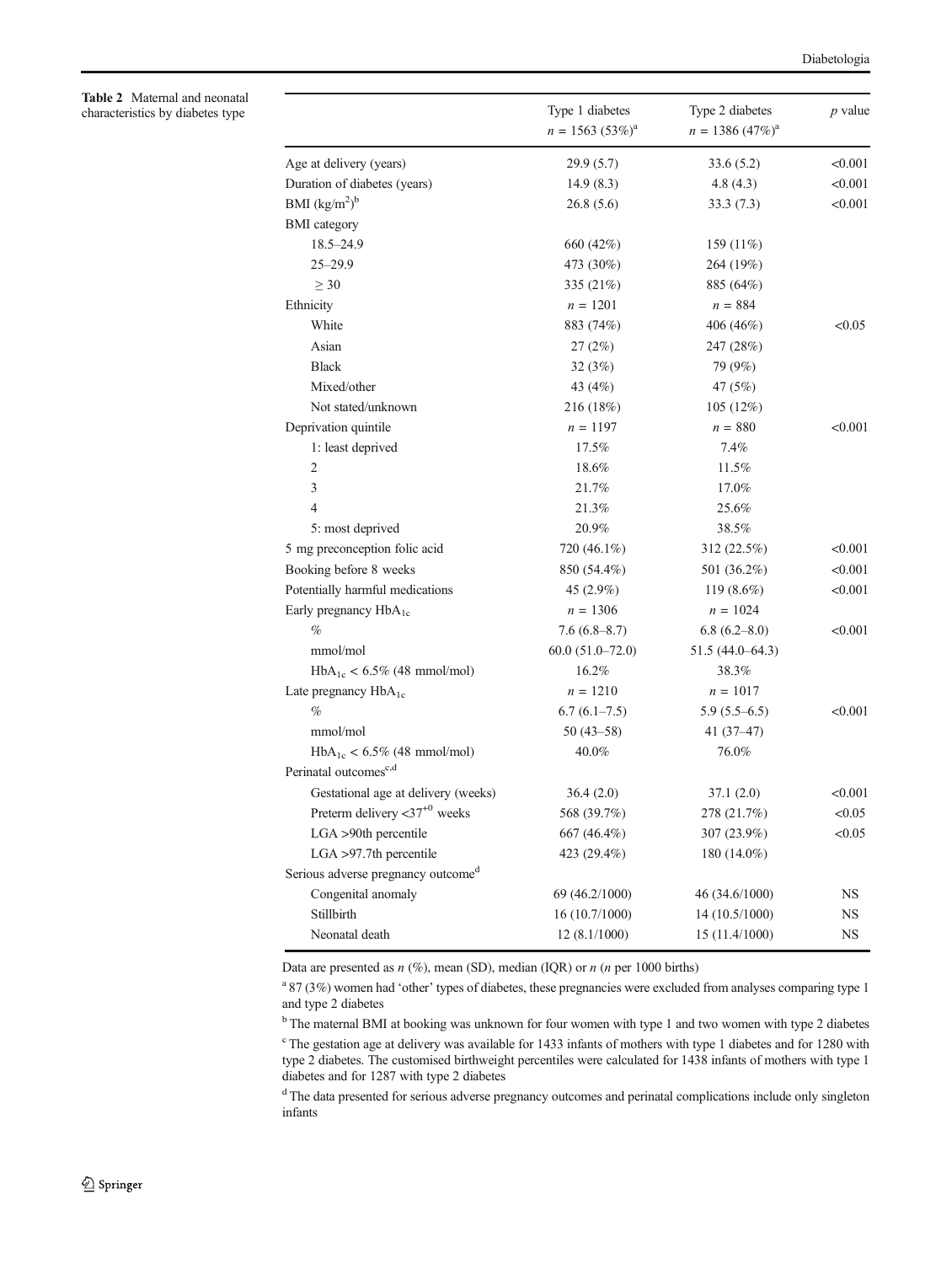**Table 2** Maternal and neonatal characteristics by diabetes type

| | Type 1 diabetes $n$ = 1563 (53%)[a] | Type 2 diabetes $n$ = 1386 (47%)[a] | $p$ value |
|---|---|---|---|
| Age at delivery (years) | 29.9 (5.7) | 33.6 (5.2) | <0.001 |
| Duration of diabetes (years) | 14.9 (8.3) | 4.8 (4.3) | <0.001 |
| BMI (kg/m$^2$)[b] | 26.8 (5.6) | 33.3 (7.3) | <0.001 |
| BMI category | | | |
| 18.5–24.9 | 660 (42%) | 159 (11%) | |
| 25–29.9 | 473 (30%) | 264 (19%) | |
| ≥ 30 | 335 (21%) | 885 (64%) | |
| Ethnicity | $n$ = 1201 | $n$ = 884 | |
| White | 883 (74%) | 406 (46%) | <0.05 |
| Asian | 27 (2%) | 247 (28%) | |
| Black | 32 (3%) | 79 (9%) | |
| Mixed/other | 43 (4%) | 47 (5%) | |
| Not stated/unknown | 216 (18%) | 105 (12%) | |
| Deprivation quintile | $n$ = 1197 | $n$ = 880 | <0.001 |
| 1: least deprived | 17.5% | 7.4% | |
| 2 | 18.6% | 11.5% | |
| 3 | 21.7% | 17.0% | |
| 4 | 21.3% | 25.6% | |
| 5: most deprived | 20.9% | 38.5% | |
| 5 mg preconception folic acid | 720 (46.1%) | 312 (22.5%) | <0.001 |
| Booking before 8 weeks | 850 (54.4%) | 501 (36.2%) | <0.001 |
| Potentially harmful medications | 45 (2.9%) | 119 (8.6%) | <0.001 |
| Early pregnancy $HbA_{1c}$ | $n$ = 1306 | $n$ = 1024 | |
| % | 7.6 (6.8–8.7) | 6.8 (6.2–8.0) | <0.001 |
| mmol/mol | 60.0 (51.0–72.0) | 51.5 (44.0–64.3) | |
| $HbA_{1c}$ < 6.5% (48 mmol/mol) | 16.2% | 38.3% | |
| Late pregnancy $HbA_{1c}$ | $n$ = 1210 | $n$ = 1017 | |
| % | 6.7 (6.1–7.5) | 5.9 (5.5–6.5) | <0.001 |
| mmol/mol | 50 (43–58) | 41 (37–47) | |
| $HbA_{1c}$ < 6.5% (48 mmol/mol) | 40.0% | 76.0% | |
| Perinatal outcomes[c,d] | | | |
| Gestational age at delivery (weeks) | 36.4 (2.0) | 37.1 (2.0) | <0.001 |
| Preterm delivery <$37^{+0}$ weeks | 568 (39.7%) | 278 (21.7%) | <0.05 |
| LGA >90th percentile | 667 (46.4%) | 307 (23.9%) | <0.05 |
| LGA >97.7th percentile | 423 (29.4%) | 180 (14.0%) | |
| Serious adverse pregnancy outcome[d] | | | |
| Congenital anomaly | 69 (46.2/1000) | 46 (34.6/1000) | NS |
| Stillbirth | 16 (10.7/1000) | 14 (10.5/1000) | NS |
| Neonatal death | 12 (8.1/1000) | 15 (11.4/1000) | NS |

Data are presented as $n$ (%), mean (SD), median (IQR) or $n$ ($n$ per 1000 births)

[a] 87 (3%) women had 'other' types of diabetes, these pregnancies were excluded from analyses comparing type 1 and type 2 diabetes

[b] The maternal BMI at booking was unknown for four women with type 1 and two women with type 2 diabetes

[c] The gestation age at delivery was available for 1433 infants of mothers with type 1 diabetes and for 1280 with type 2 diabetes. The customised birthweight percentiles were calculated for 1438 infants of mothers with type 1 diabetes and for 1287 with type 2 diabetes

[d] The data presented for serious adverse pregnancy outcomes and perinatal complications include only singleton infants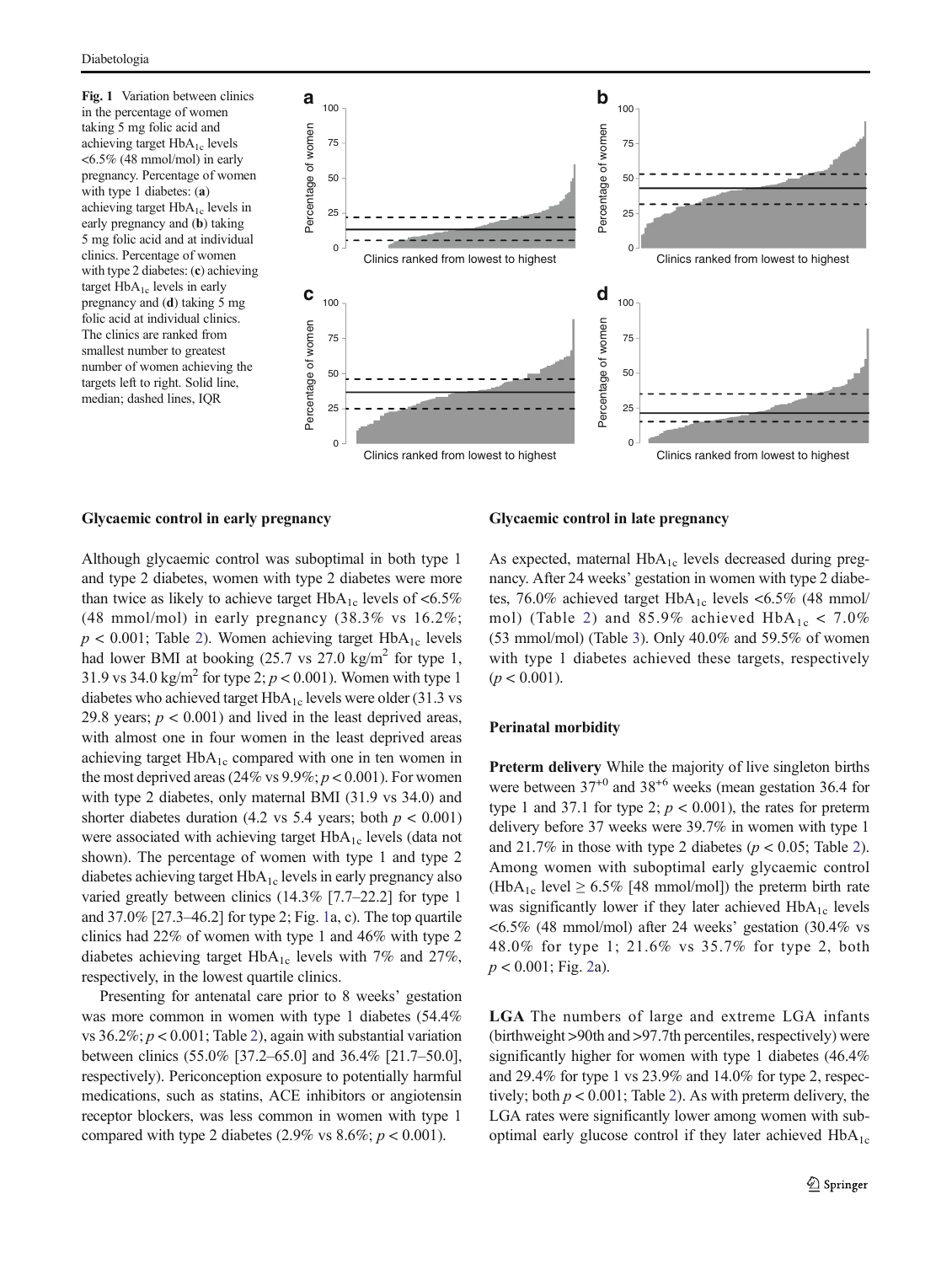**Fig. 1** Variation between clinics in the percentage of women taking 5 mg folic acid and achieving target $HbA_{1c}$ levels <6.5% (48 mmol/mol) in early pregnancy. Percentage of women with type 1 diabetes: (**a**) achieving target $HbA_{1c}$ levels in early pregnancy and (**b**) taking 5 mg folic acid and at individual clinics. Percentage of women with type 2 diabetes: (**c**) achieving target $HbA_{1c}$ levels in early pregnancy and (**d**) taking 5 mg folic acid at individual clinics. The clinics are ranked from smallest number to greatest number of women achieving the targets left to right. Solid line, median; dashed lines, IQR

### Glycaemic control in early pregnancy

Although glycaemic control was suboptimal in both type 1 and type 2 diabetes, women with type 2 diabetes were more than twice as likely to achieve target $HbA_{1c}$ levels of <6.5% (48 mmol/mol) in early pregnancy (38.3% vs 16.2%; $p < 0.001$; Table 2). Women achieving target $HbA_{1c}$ levels had lower BMI at booking (25.7 vs 27.0 $kg/m^2$ for type 1, 31.9 vs 34.0 $kg/m^2$ for type 2; $p < 0.001$). Women with type 1 diabetes who achieved target $HbA_{1c}$ levels were older (31.3 vs 29.8 years; $p < 0.001$) and lived in the least deprived areas, with almost one in four women in the least deprived areas achieving target $HbA_{1c}$ compared with one in ten women in the most deprived areas (24% vs 9.9%; $p < 0.001$). For women with type 2 diabetes, only maternal BMI (31.9 vs 34.0) and shorter diabetes duration (4.2 vs 5.4 years; both $p < 0.001$) were associated with achieving target $HbA_{1c}$ levels (data not shown). The percentage of women with type 1 and type 2 diabetes achieving target $HbA_{1c}$ levels in early pregnancy also varied greatly between clinics (14.3% [7.7–22.2] for type 1 and 37.0% [27.3–46.2] for type 2; Fig. 1a, c). The top quartile clinics had 22% of women with type 1 and 46% with type 2 diabetes achieving target $HbA_{1c}$ levels with 7% and 27%, respectively, in the lowest quartile clinics.

Presenting for antenatal care prior to 8 weeks' gestation was more common in women with type 1 diabetes (54.4% vs 36.2%; $p < 0.001$; Table 2), again with substantial variation between clinics (55.0% [37.2–65.0] and 36.4% [21.7–50.0], respectively). Periconception exposure to potentially harmful medications, such as statins, ACE inhibitors or angiotensin receptor blockers, was less common in women with type 1 compared with type 2 diabetes (2.9% vs 8.6%; $p < 0.001$).

### Glycaemic control in late pregnancy

As expected, maternal $HbA_{1c}$ levels decreased during pregnancy. After 24 weeks' gestation in women with type 2 diabetes, 76.0% achieved target $HbA_{1c}$ levels <6.5% (48 mmol/mol) (Table 2) and 85.9% achieved $HbA_{1c}$ < 7.0% (53 mmol/mol) (Table 3). Only 40.0% and 59.5% of women with type 1 diabetes achieved these targets, respectively ($p < 0.001$).

### Perinatal morbidity

**Preterm delivery** While the majority of live singleton births were between $37^{+0}$ and $38^{+6}$ weeks (mean gestation 36.4 for type 1 and 37.1 for type 2; $p < 0.001$), the rates for preterm delivery before 37 weeks were 39.7% in women with type 1 and 21.7% in those with type 2 diabetes ($p < 0.05$; Table 2). Among women with suboptimal early glycaemic control ($HbA_{1c}$ level ≥ 6.5% [48 mmol/mol]) the preterm birth rate was significantly lower if they later achieved $HbA_{1c}$ levels <6.5% (48 mmol/mol) after 24 weeks' gestation (30.4% vs 48.0% for type 1; 21.6% vs 35.7% for type 2, both $p < 0.001$; Fig. 2a).

**LGA** The numbers of large and extreme LGA infants (birthweight >90th and >97.7th percentiles, respectively) were significantly higher for women with type 1 diabetes (46.4% and 29.4% for type 1 vs 23.9% and 14.0% for type 2, respectively; both $p < 0.001$; Table 2). As with preterm delivery, the LGA rates were significantly lower among women with suboptimal early glucose control if they later achieved $HbA_{1c}$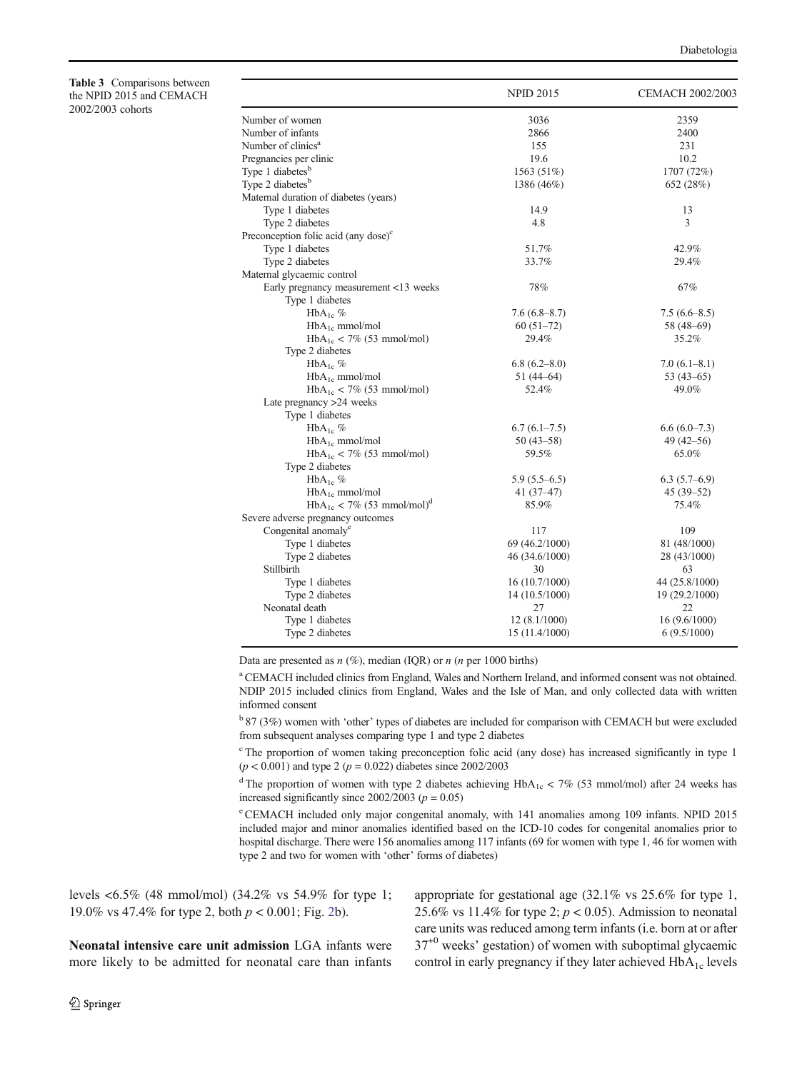**Table 3** Comparisons between the NPID 2015 and CEMACH 2002/2003 cohorts

| | NPID 2015 | CEMACH 2002/2003 |
|---|---|---|
| Number of women | 3036 | 2359 |
| Number of infants | 2866 | 2400 |
| Number of clinics[a] | 155 | 231 |
| Pregnancies per clinic | 19.6 | 10.2 |
| Type 1 diabetes[b] | 1563 (51%) | 1707 (72%) |
| Type 2 diabetes[b] | 1386 (46%) | 652 (28%) |
| Maternal duration of diabetes (years) | | |
| Type 1 diabetes | 14.9 | 13 |
| Type 2 diabetes | 4.8 | 3 |
| Preconception folic acid (any dose)[c] | | |
| Type 1 diabetes | 51.7% | 42.9% |
| Type 2 diabetes | 33.7% | 29.4% |
| Maternal glycaemic control | | |
| Early pregnancy measurement <13 weeks | 78% | 67% |
| Type 1 diabetes | | |
| $HbA_{1c}$ % | 7.6 (6.8–8.7) | 7.5 (6.6–8.5) |
| $HbA_{1c}$ mmol/mol | 60 (51–72) | 58 (48–69) |
| $HbA_{1c}$ < 7% (53 mmol/mol) | 29.4% | 35.2% |
| Type 2 diabetes | | |
| $HbA_{1c}$ % | 6.8 (6.2–8.0) | 7.0 (6.1–8.1) |
| $HbA_{1c}$ mmol/mol | 51 (44–64) | 53 (43–65) |
| $HbA_{1c}$ < 7% (53 mmol/mol) | 52.4% | 49.0% |
| Late pregnancy >24 weeks | | |
| Type 1 diabetes | | |
| $HbA_{1c}$ % | 6.7 (6.1–7.5) | 6.6 (6.0–7.3) |
| $HbA_{1c}$ mmol/mol | 50 (43–58) | 49 (42–56) |
| $HbA_{1c}$ < 7% (53 mmol/mol) | 59.5% | 65.0% |
| Type 2 diabetes | | |
| $HbA_{1c}$ % | 5.9 (5.5–6.5) | 6.3 (5.7–6.9) |
| $HbA_{1c}$ mmol/mol | 41 (37–47) | 45 (39–52) |
| $HbA_{1c}$ < 7% (53 mmol/mol)[d] | 85.9% | 75.4% |
| Severe adverse pregnancy outcomes | | |
| Congenital anomaly[e] | 117 | 109 |
| Type 1 diabetes | 69 (46.2/1000) | 81 (48/1000) |
| Type 2 diabetes | 46 (34.6/1000) | 28 (43/1000) |
| Stillbirth | 30 | 63 |
| Type 1 diabetes | 16 (10.7/1000) | 44 (25.8/1000) |
| Type 2 diabetes | 14 (10.5/1000) | 19 (29.2/1000) |
| Neonatal death | 27 | 22 |
| Type 1 diabetes | 12 (8.1/1000) | 16 (9.6/1000) |
| Type 2 diabetes | 15 (11.4/1000) | 6 (9.5/1000) |

Data are presented as *n* (%), median (IQR) or *n* (*n* per 1000 births)

[a] CEMACH included clinics from England, Wales and Northern Ireland, and informed consent was not obtained. NDIP 2015 included clinics from England, Wales and the Isle of Man, and only collected data with written informed consent

[b] 87 (3%) women with 'other' types of diabetes are included for comparison with CEMACH but were excluded from subsequent analyses comparing type 1 and type 2 diabetes

[c] The proportion of women taking preconception folic acid (any dose) has increased significantly in type 1 ($p < 0.001$) and type 2 ($p = 0.022$) diabetes since 2002/2003

[d] The proportion of women with type 2 diabetes achieving $HbA_{1c}$ < 7% (53 mmol/mol) after 24 weeks has increased significantly since 2002/2003 ($p = 0.05$)

[e] CEMACH included only major congenital anomaly, with 141 anomalies among 109 infants. NPID 2015 included major and minor anomalies identified based on the ICD-10 codes for congenital anomalies prior to hospital discharge. There were 156 anomalies among 117 infants (69 for women with type 1, 46 for women with type 2 and two for women with 'other' forms of diabetes)

levels <6.5% (48 mmol/mol) (34.2% vs 54.9% for type 1; 19.0% vs 47.4% for type 2, both $p < 0.001$; Fig. 2b).

**Neonatal intensive care unit admission** LGA infants were more likely to be admitted for neonatal care than infants appropriate for gestational age (32.1% vs 25.6% for type 1, 25.6% vs 11.4% for type 2; $p < 0.05$). Admission to neonatal care units was reduced among term infants (i.e. born at or after $37^{+0}$ weeks' gestation) of women with suboptimal glycaemic control in early pregnancy if they later achieved $HbA_{1c}$ levels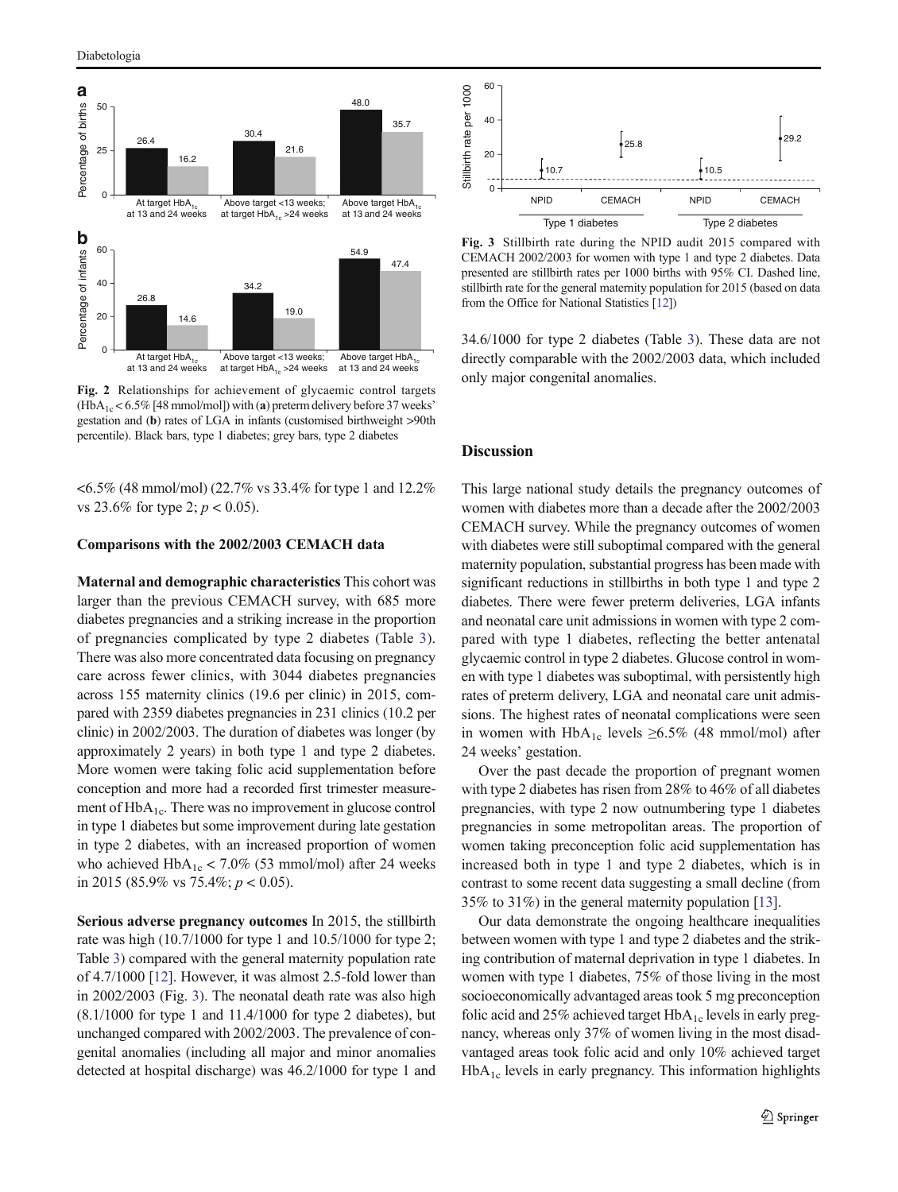**Fig. 2** Relationships for achievement of glycaemic control targets ($HbA_{1c}$ < 6.5% [48 mmol/mol]) with (**a**) preterm delivery before 37 weeks' gestation and (**b**) rates of LGA in infants (customised birthweight >90th percentile). Black bars, type 1 diabetes; grey bars, type 2 diabetes

<6.5% (48 mmol/mol) (22.7% vs 33.4% for type 1 and 12.2% vs 23.6% for type 2; $p < 0.05$).

### Comparisons with the 2002/2003 CEMACH data

**Maternal and demographic characteristics** This cohort was larger than the previous CEMACH survey, with 685 more diabetes pregnancies and a striking increase in the proportion of pregnancies complicated by type 2 diabetes (Table 3). There was also more concentrated data focusing on pregnancy care across fewer clinics, with 3044 diabetes pregnancies across 155 maternity clinics (19.6 per clinic) in 2015, compared with 2359 diabetes pregnancies in 231 clinics (10.2 per clinic) in 2002/2003. The duration of diabetes was longer (by approximately 2 years) in both type 1 and type 2 diabetes. More women were taking folic acid supplementation before conception and more had a recorded first trimester measurement of $HbA_{1c}$. There was no improvement in glucose control in type 1 diabetes but some improvement during late gestation in type 2 diabetes, with an increased proportion of women who achieved $HbA_{1c}$ < 7.0% (53 mmol/mol) after 24 weeks in 2015 (85.9% vs 75.4%; $p < 0.05$).

**Serious adverse pregnancy outcomes** In 2015, the stillbirth rate was high (10.7/1000 for type 1 and 10.5/1000 for type 2; Table 3) compared with the general maternity population rate of 4.7/1000 [12]. However, it was almost 2.5-fold lower than in 2002/2003 (Fig. 3). The neonatal death rate was also high (8.1/1000 for type 1 and 11.4/1000 for type 2 diabetes), but unchanged compared with 2002/2003. The prevalence of congenital anomalies (including all major and minor anomalies detected at hospital discharge) was 46.2/1000 for type 1 and 34.6/1000 for type 2 diabetes (Table 3). These data are not directly comparable with the 2002/2003 data, which included only major congenital anomalies.

**Fig. 3** Stillbirth rate during the NPID audit 2015 compared with CEMACH 2002/2003 for women with type 1 and type 2 diabetes. Data presented are stillbirth rates per 1000 births with 95% CI. Dashed line, stillbirth rate for the general maternity population for 2015 (based on data from the Office for National Statistics [12])

## Discussion

This large national study details the pregnancy outcomes of women with diabetes more than a decade after the 2002/2003 CEMACH survey. While the pregnancy outcomes of women with diabetes were still suboptimal compared with the general maternity population, substantial progress has been made with significant reductions in stillbirths in both type 1 and type 2 diabetes. There were fewer preterm deliveries, LGA infants and neonatal care unit admissions in women with type 2 compared with type 1 diabetes, reflecting the better antenatal glycaemic control in type 2 diabetes. Glucose control in women with type 1 diabetes was suboptimal, with persistently high rates of preterm delivery, LGA and neonatal care unit admissions. The highest rates of neonatal complications were seen in women with $HbA_{1c}$ levels ≥6.5% (48 mmol/mol) after 24 weeks' gestation.

Over the past decade the proportion of pregnant women with type 2 diabetes has risen from 28% to 46% of all diabetes pregnancies, with type 2 now outnumbering type 1 diabetes pregnancies in some metropolitan areas. The proportion of women taking preconception folic acid supplementation has increased both in type 1 and type 2 diabetes, which is in contrast to some recent data suggesting a small decline (from 35% to 31%) in the general maternity population [13].

Our data demonstrate the ongoing healthcare inequalities between women with type 1 and type 2 diabetes and the striking contribution of maternal deprivation in type 1 diabetes. In women with type 1 diabetes, 75% of those living in the most socioeconomically advantaged areas took 5 mg preconception folic acid and 25% achieved target $HbA_{1c}$ levels in early pregnancy, whereas only 37% of women living in the most disadvantaged areas took folic acid and only 10% achieved target $HbA_{1c}$ levels in early pregnancy. This information highlights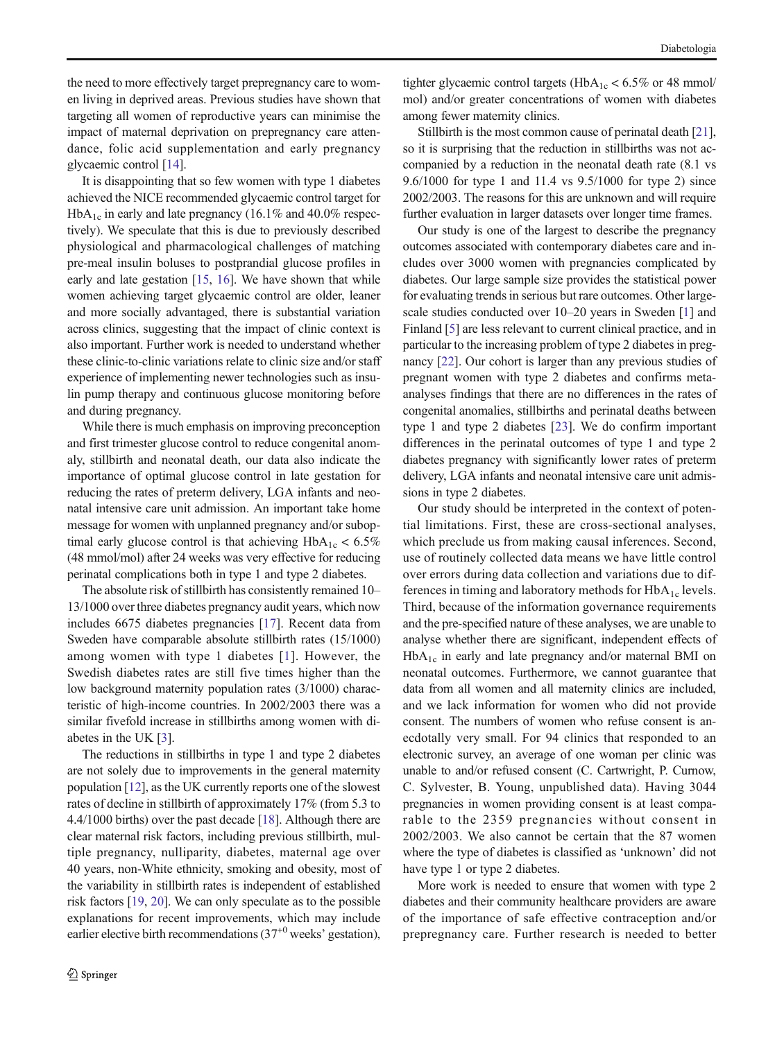the need to more effectively target prepregnancy care to women living in deprived areas. Previous studies have shown that targeting all women of reproductive years can minimise the impact of maternal deprivation on prepregnancy care attendance, folic acid supplementation and early pregnancy glycaemic control [14].

It is disappointing that so few women with type 1 diabetes achieved the NICE recommended glycaemic control target for $HbA_{1c}$ in early and late pregnancy (16.1% and 40.0% respectively). We speculate that this is due to previously described physiological and pharmacological challenges of matching pre-meal insulin boluses to postprandial glucose profiles in early and late gestation [15, 16]. We have shown that while women achieving target glycaemic control are older, leaner and more socially advantaged, there is substantial variation across clinics, suggesting that the impact of clinic context is also important. Further work is needed to understand whether these clinic-to-clinic variations relate to clinic size and/or staff experience of implementing newer technologies such as insulin pump therapy and continuous glucose monitoring before and during pregnancy.

While there is much emphasis on improving preconception and first trimester glucose control to reduce congenital anomaly, stillbirth and neonatal death, our data also indicate the importance of optimal glucose control in late gestation for reducing the rates of preterm delivery, LGA infants and neonatal intensive care unit admission. An important take home message for women with unplanned pregnancy and/or suboptimal early glucose control is that achieving $HbA_{1c} < 6.5\%$ (48 mmol/mol) after 24 weeks was very effective for reducing perinatal complications both in type 1 and type 2 diabetes.

The absolute risk of stillbirth has consistently remained 10–13/1000 over three diabetes pregnancy audit years, which now includes 6675 diabetes pregnancies [17]. Recent data from Sweden have comparable absolute stillbirth rates (15/1000) among women with type 1 diabetes [1]. However, the Swedish diabetes rates are still five times higher than the low background maternity population rates (3/1000) characteristic of high-income countries. In 2002/2003 there was a similar fivefold increase in stillbirths among women with diabetes in the UK [3].

The reductions in stillbirths in type 1 and type 2 diabetes are not solely due to improvements in the general maternity population [12], as the UK currently reports one of the slowest rates of decline in stillbirth of approximately 17% (from 5.3 to 4.4/1000 births) over the past decade [18]. Although there are clear maternal risk factors, including previous stillbirth, multiple pregnancy, nulliparity, diabetes, maternal age over 40 years, non-White ethnicity, smoking and obesity, most of the variability in stillbirth rates is independent of established risk factors [19, 20]. We can only speculate as to the possible explanations for recent improvements, which may include earlier elective birth recommendations ($37^{+0}$ weeks' gestation), tighter glycaemic control targets ($HbA_{1c} < 6.5\%$ or 48 mmol/mol) and/or greater concentrations of women with diabetes among fewer maternity clinics.

Stillbirth is the most common cause of perinatal death [21], so it is surprising that the reduction in stillbirths was not accompanied by a reduction in the neonatal death rate (8.1 vs 9.6/1000 for type 1 and 11.4 vs 9.5/1000 for type 2) since 2002/2003. The reasons for this are unknown and will require further evaluation in larger datasets over longer time frames.

Our study is one of the largest to describe the pregnancy outcomes associated with contemporary diabetes care and includes over 3000 women with pregnancies complicated by diabetes. Our large sample size provides the statistical power for evaluating trends in serious but rare outcomes. Other large-scale studies conducted over 10–20 years in Sweden [1] and Finland [5] are less relevant to current clinical practice, and in particular to the increasing problem of type 2 diabetes in pregnancy [22]. Our cohort is larger than any previous studies of pregnant women with type 2 diabetes and confirms meta-analyses findings that there are no differences in the rates of congenital anomalies, stillbirths and perinatal deaths between type 1 and type 2 diabetes [23]. We do confirm important differences in the perinatal outcomes of type 1 and type 2 diabetes pregnancy with significantly lower rates of preterm delivery, LGA infants and neonatal intensive care unit admissions in type 2 diabetes.

Our study should be interpreted in the context of potential limitations. First, these are cross-sectional analyses, which preclude us from making causal inferences. Second, use of routinely collected data means we have little control over errors during data collection and variations due to differences in timing and laboratory methods for $HbA_{1c}$ levels. Third, because of the information governance requirements and the pre-specified nature of these analyses, we are unable to analyse whether there are significant, independent effects of $HbA_{1c}$ in early and late pregnancy and/or maternal BMI on neonatal outcomes. Furthermore, we cannot guarantee that data from all women and all maternity clinics are included, and we lack information for women who did not provide consent. The numbers of women who refuse consent is anecdotally very small. For 94 clinics that responded to an electronic survey, an average of one woman per clinic was unable to and/or refused consent (C. Cartwright, P. Curnow, C. Sylvester, B. Young, unpublished data). Having 3044 pregnancies in women providing consent is at least comparable to the 2359 pregnancies without consent in 2002/2003. We also cannot be certain that the 87 women where the type of diabetes is classified as 'unknown' did not have type 1 or type 2 diabetes.

More work is needed to ensure that women with type 2 diabetes and their community healthcare providers are aware of the importance of safe effective contraception and/or prepregnancy care. Further research is needed to better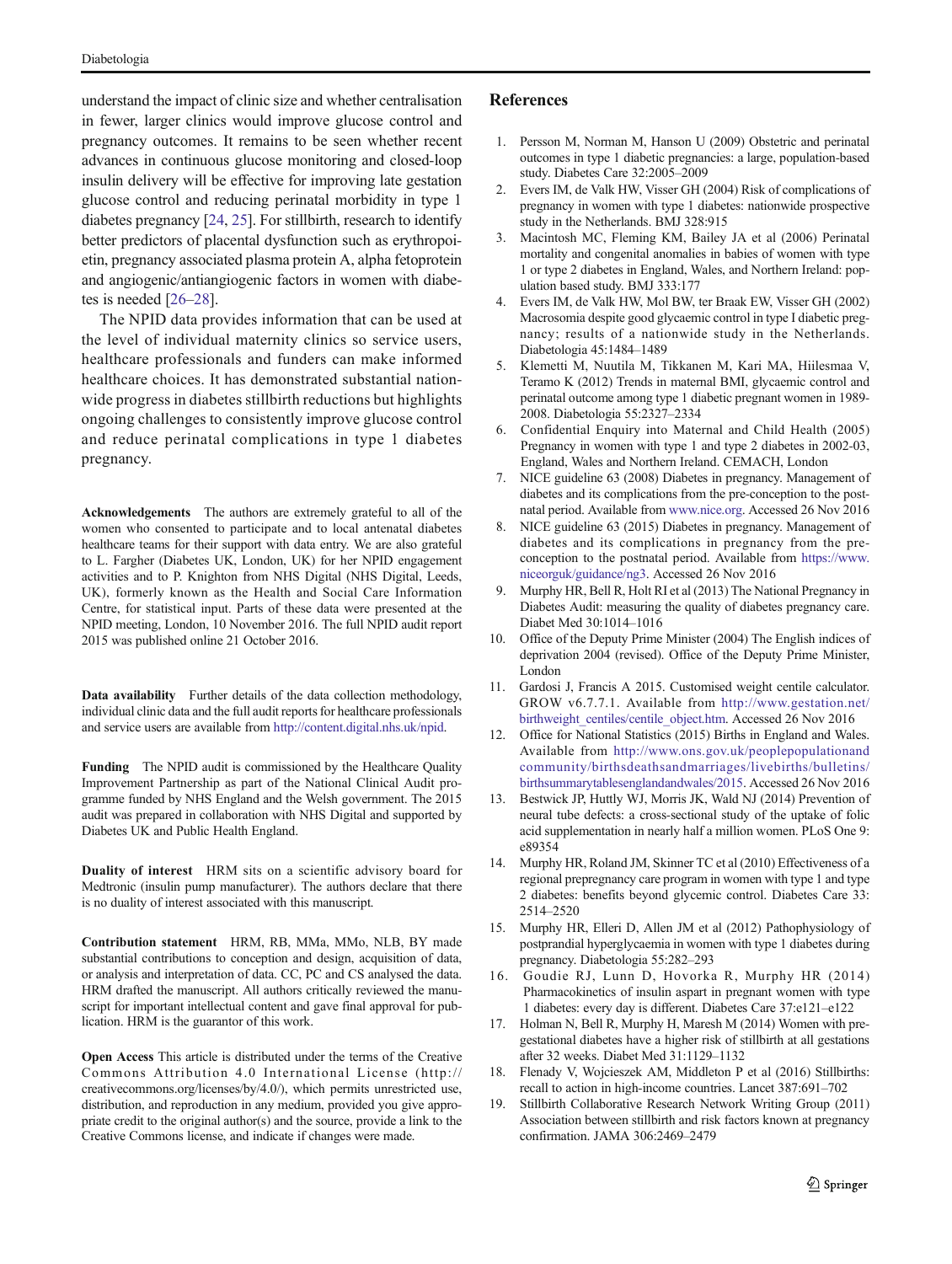understand the impact of clinic size and whether centralisation in fewer, larger clinics would improve glucose control and pregnancy outcomes. It remains to be seen whether recent advances in continuous glucose monitoring and closed-loop insulin delivery will be effective for improving late gestation glucose control and reducing perinatal morbidity in type 1 diabetes pregnancy [24, 25]. For stillbirth, research to identify better predictors of placental dysfunction such as erythropoietin, pregnancy associated plasma protein A, alpha fetoprotein and angiogenic/antiangiogenic factors in women with diabetes is needed [26–28].

The NPID data provides information that can be used at the level of individual maternity clinics so service users, healthcare professionals and funders can make informed healthcare choices. It has demonstrated substantial nationwide progress in diabetes stillbirth reductions but highlights ongoing challenges to consistently improve glucose control and reduce perinatal complications in type 1 diabetes pregnancy.

**Acknowledgements** The authors are extremely grateful to all of the women who consented to participate and to local antenatal diabetes healthcare teams for their support with data entry. We are also grateful to L. Fargher (Diabetes UK, London, UK) for her NPID engagement activities and to P. Knighton from NHS Digital (NHS Digital, Leeds, UK), formerly known as the Health and Social Care Information Centre, for statistical input. Parts of these data were presented at the NPID meeting, London, 10 November 2016. The full NPID audit report 2015 was published online 21 October 2016.

**Data availability** Further details of the data collection methodology, individual clinic data and the full audit reports for healthcare professionals and service users are available from http://content.digital.nhs.uk/npid.

**Funding** The NPID audit is commissioned by the Healthcare Quality Improvement Partnership as part of the National Clinical Audit programme funded by NHS England and the Welsh government. The 2015 audit was prepared in collaboration with NHS Digital and supported by Diabetes UK and Public Health England.

**Duality of interest** HRM sits on a scientific advisory board for Medtronic (insulin pump manufacturer). The authors declare that there is no duality of interest associated with this manuscript.

**Contribution statement** HRM, RB, MMa, MMo, NLB, BY made substantial contributions to conception and design, acquisition of data, or analysis and interpretation of data. CC, PC and CS analysed the data. HRM drafted the manuscript. All authors critically reviewed the manuscript for important intellectual content and gave final approval for publication. HRM is the guarantor of this work.

**Open Access** This article is distributed under the terms of the Creative Commons Attribution 4.0 International License (http://creativecommons.org/licenses/by/4.0/), which permits unrestricted use, distribution, and reproduction in any medium, provided you give appropriate credit to the original author(s) and the source, provide a link to the Creative Commons license, and indicate if changes were made.

## References

1. Persson M, Norman M, Hanson U (2009) Obstetric and perinatal outcomes in type 1 diabetic pregnancies: a large, population-based study. Diabetes Care 32:2005–2009
2. Evers IM, de Valk HW, Visser GH (2004) Risk of complications of pregnancy in women with type 1 diabetes: nationwide prospective study in the Netherlands. BMJ 328:915
3. Macintosh MC, Fleming KM, Bailey JA et al (2006) Perinatal mortality and congenital anomalies in babies of women with type 1 or type 2 diabetes in England, Wales, and Northern Ireland: population based study. BMJ 333:177
4. Evers IM, de Valk HW, Mol BW, ter Braak EW, Visser GH (2002) Macrosomia despite good glycaemic control in type I diabetic pregnancy; results of a nationwide study in the Netherlands. Diabetologia 45:1484–1489
5. Klemetti M, Nuutila M, Tikkanen M, Kari MA, Hiilesmaa V, Teramo K (2012) Trends in maternal BMI, glycaemic control and perinatal outcome among type 1 diabetic pregnant women in 1989-2008. Diabetologia 55:2327–2334
6. Confidential Enquiry into Maternal and Child Health (2005) Pregnancy in women with type 1 and type 2 diabetes in 2002-03, England, Wales and Northern Ireland. CEMACH, London
7. NICE guideline 63 (2008) Diabetes in pregnancy. Management of diabetes and its complications from the pre-conception to the postnatal period. Available from www.nice.org. Accessed 26 Nov 2016
8. NICE guideline 63 (2015) Diabetes in pregnancy. Management of diabetes and its complications in pregnancy from the pre-conception to the postnatal period. Available from https://www.niceorguk/guidance/ng3. Accessed 26 Nov 2016
9. Murphy HR, Bell R, Holt RI et al (2013) The National Pregnancy in Diabetes Audit: measuring the quality of diabetes pregnancy care. Diabet Med 30:1014–1016
10. Office of the Deputy Prime Minister (2004) The English indices of deprivation 2004 (revised). Office of the Deputy Prime Minister, London
11. Gardosi J, Francis A 2015. Customised weight centile calculator. GROW v6.7.7.1. Available from http://www.gestation.net/birthweight_centiles/centile_object.htm. Accessed 26 Nov 2016
12. Office for National Statistics (2015) Births in England and Wales. Available from http://www.ons.gov.uk/peoplepopulationandcommunity/birthsdeathsandmarriages/livebirths/bulletins/birthsummarytablesenglandandwales/2015. Accessed 26 Nov 2016
13. Bestwick JP, Huttly WJ, Morris JK, Wald NJ (2014) Prevention of neural tube defects: a cross-sectional study of the uptake of folic acid supplementation in nearly half a million women. PLoS One 9: e89354
14. Murphy HR, Roland JM, Skinner TC et al (2010) Effectiveness of a regional prepregnancy care program in women with type 1 and type 2 diabetes: benefits beyond glycemic control. Diabetes Care 33: 2514–2520
15. Murphy HR, Elleri D, Allen JM et al (2012) Pathophysiology of postprandial hyperglycaemia in women with type 1 diabetes during pregnancy. Diabetologia 55:282–293
16. Goudie RJ, Lunn D, Hovorka R, Murphy HR (2014) Pharmacokinetics of insulin aspart in pregnant women with type 1 diabetes: every day is different. Diabetes Care 37:e121–e122
17. Holman N, Bell R, Murphy H, Maresh M (2014) Women with pre-gestational diabetes have a higher risk of stillbirth at all gestations after 32 weeks. Diabet Med 31:1129–1132
18. Flenady V, Wojcieszek AM, Middleton P et al (2016) Stillbirths: recall to action in high-income countries. Lancet 387:691–702
19. Stillbirth Collaborative Research Network Writing Group (2011) Association between stillbirth and risk factors known at pregnancy confirmation. JAMA 306:2469–2479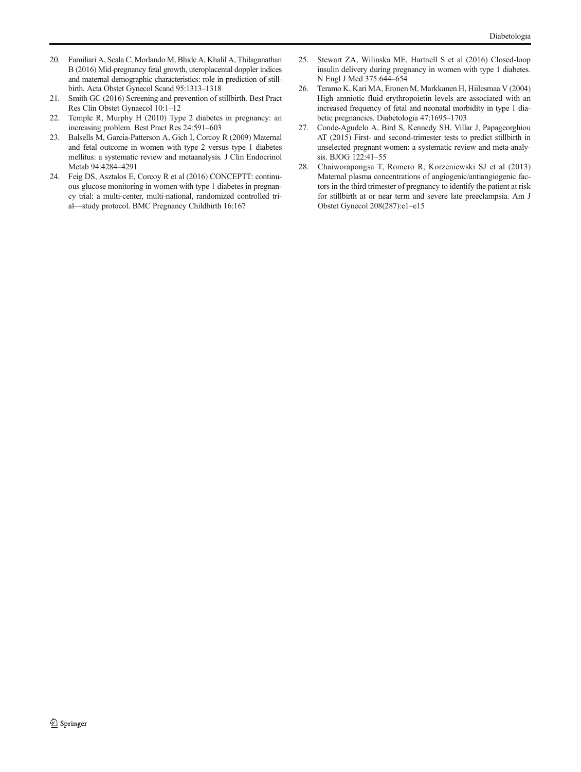20. Familiari A, Scala C, Morlando M, Bhide A, Khalil A, Thilaganathan B (2016) Mid-pregnancy fetal growth, uteroplacental doppler indices and maternal demographic characteristics: role in prediction of stillbirth. Acta Obstet Gynecol Scand 95:1313–1318
21. Smith GC (2016) Screening and prevention of stillbirth. Best Pract Res Clin Obstet Gynaecol 10:1–12
22. Temple R, Murphy H (2010) Type 2 diabetes in pregnancy: an increasing problem. Best Pract Res 24:591–603
23. Balsells M, Garcia-Patterson A, Gich I, Corcoy R (2009) Maternal and fetal outcome in women with type 2 versus type 1 diabetes mellitus: a systematic review and metaanalysis. J Clin Endocrinol Metab 94:4284–4291
24. Feig DS, Asztalos E, Corcoy R et al (2016) CONCEPTT: continuous glucose monitoring in women with type 1 diabetes in pregnancy trial: a multi-center, multi-national, randomized controlled trial—study protocol. BMC Pregnancy Childbirth 16:167
25. Stewart ZA, Wilinska ME, Hartnell S et al (2016) Closed-loop insulin delivery during pregnancy in women with type 1 diabetes. N Engl J Med 375:644–654
26. Teramo K, Kari MA, Eronen M, Markkanen H, Hiilesmaa V (2004) High amniotic fluid erythropoietin levels are associated with an increased frequency of fetal and neonatal morbidity in type 1 diabetic pregnancies. Diabetologia 47:1695–1703
27. Conde-Agudelo A, Bird S, Kennedy SH, Villar J, Papageorghiou AT (2015) First- and second-trimester tests to predict stillbirth in unselected pregnant women: a systematic review and meta-analysis. BJOG 122:41–55
28. Chaiworapongsa T, Romero R, Korzeniewski SJ et al (2013) Maternal plasma concentrations of angiogenic/antiangiogenic factors in the third trimester of pregnancy to identify the patient at risk for stillbirth at or near term and severe late preeclampsia. Am J Obstet Gynecol 208(287):e1–e15